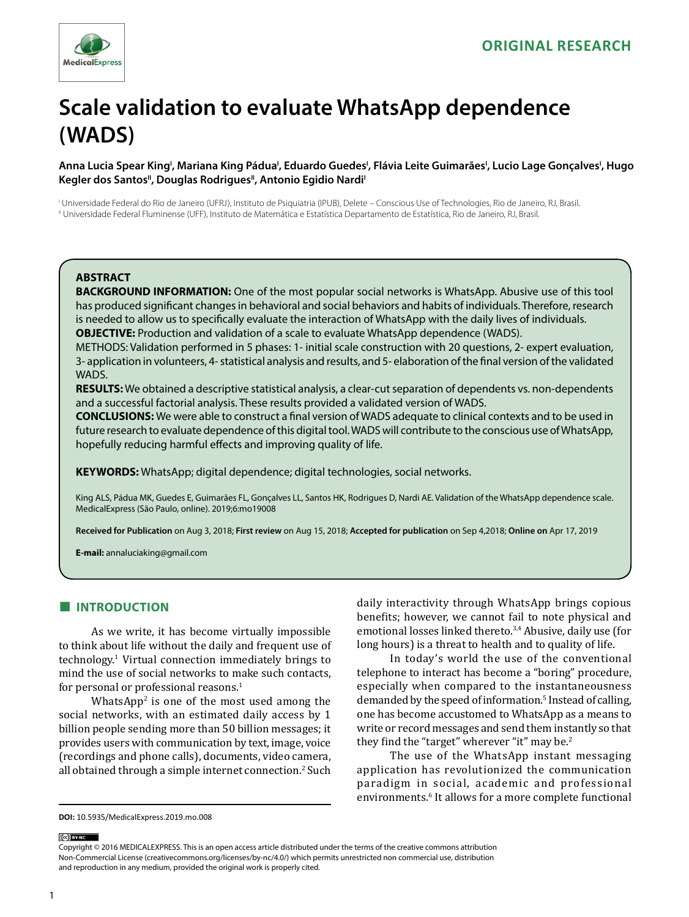ORIGINAL RESEARCH

# Scale validation to evaluate WhatsApp dependence (WADS)

**Anna Lucia Spear King[I], Mariana King Pádua[I], Eduardo Guedes[I], Flávia Leite Guimarães[I], Lucio Lage Gonçalves[I], Hugo Kegler dos Santos[II], Douglas Rodrigues[II], Antonio Egidio Nardi[I]**

[I] Universidade Federal do Rio de Janeiro (UFRJ), Instituto de Psiquiatria (IPUB), Delete – Conscious Use of Technologies, Rio de Janeiro, RJ, Brasil.
[II] Universidade Federal Fluminense (UFF), Instituto de Matemática e Estatística Departamento de Estatística, Rio de Janeiro, RJ, Brasil.

## ABSTRACT

**BACKGROUND INFORMATION:** One of the most popular social networks is WhatsApp. Abusive use of this tool has produced significant changes in behavioral and social behaviors and habits of individuals. Therefore, research is needed to allow us to specifically evaluate the interaction of WhatsApp with the daily lives of individuals.

**OBJECTIVE:** Production and validation of a scale to evaluate WhatsApp dependence (WADS).

METHODS: Validation performed in 5 phases: 1- initial scale construction with 20 questions, 2- expert evaluation, 3- application in volunteers, 4- statistical analysis and results, and 5- elaboration of the final version of the validated WADS.

**RESULTS:** We obtained a descriptive statistical analysis, a clear-cut separation of dependents vs. non-dependents and a successful factorial analysis. These results provided a validated version of WADS.

**CONCLUSIONS:** We were able to construct a final version of WADS adequate to clinical contexts and to be used in future research to evaluate dependence of this digital tool. WADS will contribute to the conscious use of WhatsApp, hopefully reducing harmful effects and improving quality of life.

**KEYWORDS:** WhatsApp; digital dependence; digital technologies, social networks.

King ALS, Pádua MK, Guedes E, Guimarães FL, Gonçalves LL, Santos HK, Rodrigues D, Nardi AE. Validation of the WhatsApp dependence scale. MedicalExpress (São Paulo, online). 2019;6:mo19008

**Received for Publication** on Aug 3, 2018; **First review** on Aug 15, 2018; **Accepted for publication** on Sep 4,2018; **Online on** Apr 17, 2019

**E-mail:** annaluciaking@gmail.com

## INTRODUCTION

As we write, it has become virtually impossible to think about life without the daily and frequent use of technology.[1] Virtual connection immediately brings to mind the use of social networks to make such contacts, for personal or professional reasons.[1]

WhatsApp[2] is one of the most used among the social networks, with an estimated daily access by 1 billion people sending more than 50 billion messages; it provides users with communication by text, image, voice (recordings and phone calls), documents, video camera, all obtained through a simple internet connection.[2] Such daily interactivity through WhatsApp brings copious benefits; however, we cannot fail to note physical and emotional losses linked thereto.[3,4] Abusive, daily use (for long hours) is a threat to health and to quality of life.

In today's world the use of the conventional telephone to interact has become a "boring" procedure, especially when compared to the instantaneousness demanded by the speed of information.[5] Instead of calling, one has become accustomed to WhatsApp as a means to write or record messages and send them instantly so that they find the "target" wherever "it" may be.[2]

The use of the WhatsApp instant messaging application has revolutionized the communication paradigm in social, academic and professional environments.[6] It allows for a more complete functional

**DOI:** 10.5935/MedicalExpress.2019.mo.008

Copyright © 2016 MEDICALEXPRESS. This is an open access article distributed under the terms of the creative commons attribution Non-Commercial License (creativecommons.org/licenses/by-nc/4.0/) which permits unrestricted non commercial use, distribution and reproduction in any medium, provided the original work is properly cited.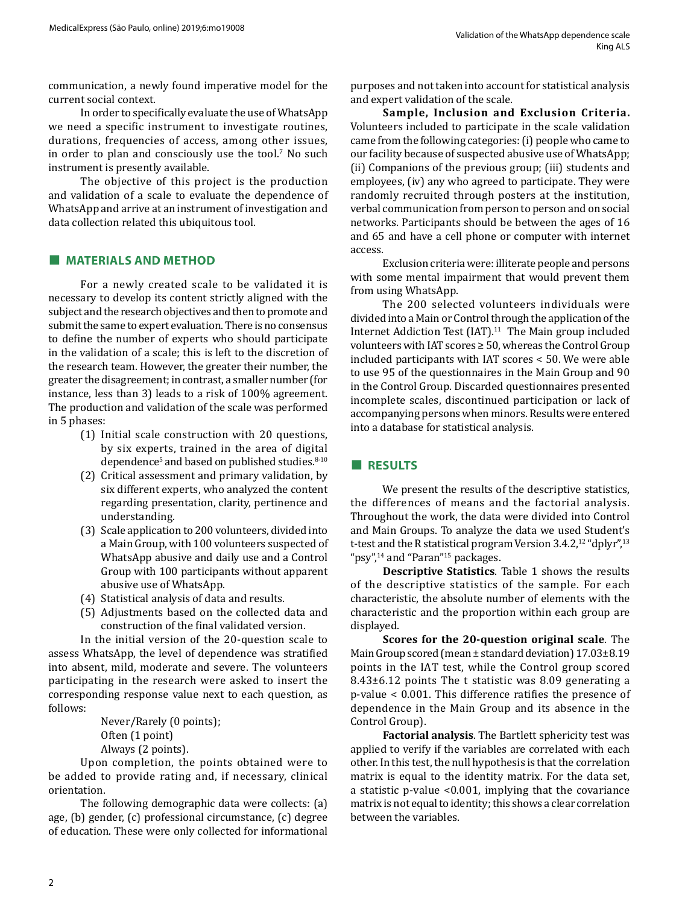communication, a newly found imperative model for the current social context.

In order to specifically evaluate the use of WhatsApp we need a specific instrument to investigate routines, durations, frequencies of access, among other issues, in order to plan and consciously use the tool.[7] No such instrument is presently available.

The objective of this project is the production and validation of a scale to evaluate the dependence of WhatsApp and arrive at an instrument of investigation and data collection related this ubiquitous tool.

## MATERIALS AND METHOD

For a newly created scale to be validated it is necessary to develop its content strictly aligned with the subject and the research objectives and then to promote and submit the same to expert evaluation. There is no consensus to define the number of experts who should participate in the validation of a scale; this is left to the discretion of the research team. However, the greater their number, the greater the disagreement; in contrast, a smaller number (for instance, less than 3) leads to a risk of 100% agreement. The production and validation of the scale was performed in 5 phases:

(1) Initial scale construction with 20 questions, by six experts, trained in the area of digital dependence[5] and based on published studies.[8-10]

(2) Critical assessment and primary validation, by six different experts, who analyzed the content regarding presentation, clarity, pertinence and understanding.

(3) Scale application to 200 volunteers, divided into a Main Group, with 100 volunteers suspected of WhatsApp abusive and daily use and a Control Group with 100 participants without apparent abusive use of WhatsApp.

(4) Statistical analysis of data and results.

(5) Adjustments based on the collected data and construction of the final validated version.

In the initial version of the 20-question scale to assess WhatsApp, the level of dependence was stratified into absent, mild, moderate and severe. The volunteers participating in the research were asked to insert the corresponding response value next to each question, as follows:

Never/Rarely (0 points);
Often (1 point)
Always (2 points).

Upon completion, the points obtained were to be added to provide rating and, if necessary, clinical orientation.

The following demographic data were collects: (a) age, (b) gender, (c) professional circumstance, (c) degree of education. These were only collected for informational purposes and not taken into account for statistical analysis and expert validation of the scale.

**Sample, Inclusion and Exclusion Criteria.** Volunteers included to participate in the scale validation came from the following categories: (i) people who came to our facility because of suspected abusive use of WhatsApp; (ii) Companions of the previous group; (iii) students and employees, (iv) any who agreed to participate. They were randomly recruited through posters at the institution, verbal communication from person to person and on social networks. Participants should be between the ages of 16 and 65 and have a cell phone or computer with internet access.

Exclusion criteria were: illiterate people and persons with some mental impairment that would prevent them from using WhatsApp.

The 200 selected volunteers individuals were divided into a Main or Control through the application of the Internet Addiction Test (IAT).[11] The Main group included volunteers with IAT scores ≥ 50, whereas the Control Group included participants with IAT scores < 50. We were able to use 95 of the questionnaires in the Main Group and 90 in the Control Group. Discarded questionnaires presented incomplete scales, discontinued participation or lack of accompanying persons when minors. Results were entered into a database for statistical analysis.

## RESULTS

We present the results of the descriptive statistics, the differences of means and the factorial analysis. Throughout the work, the data were divided into Control and Main Groups. To analyze the data we used Student's t-test and the R statistical program Version 3.4.2,[12] "dplyr",[13] "psy",[14] and "Paran"[15] packages.

**Descriptive Statistics**. Table 1 shows the results of the descriptive statistics of the sample. For each characteristic, the absolute number of elements with the characteristic and the proportion within each group are displayed.

**Scores for the 20-question original scale**. The Main Group scored (mean ± standard deviation) 17.03±8.19 points in the IAT test, while the Control group scored 8.43±6.12 points The t statistic was 8.09 generating a p-value < 0.001. This difference ratifies the presence of dependence in the Main Group and its absence in the Control Group).

**Factorial analysis**. The Bartlett sphericity test was applied to verify if the variables are correlated with each other. In this test, the null hypothesis is that the correlation matrix is equal to the identity matrix. For the data set, a statistic p-value <0.001, implying that the covariance matrix is not equal to identity; this shows a clear correlation between the variables.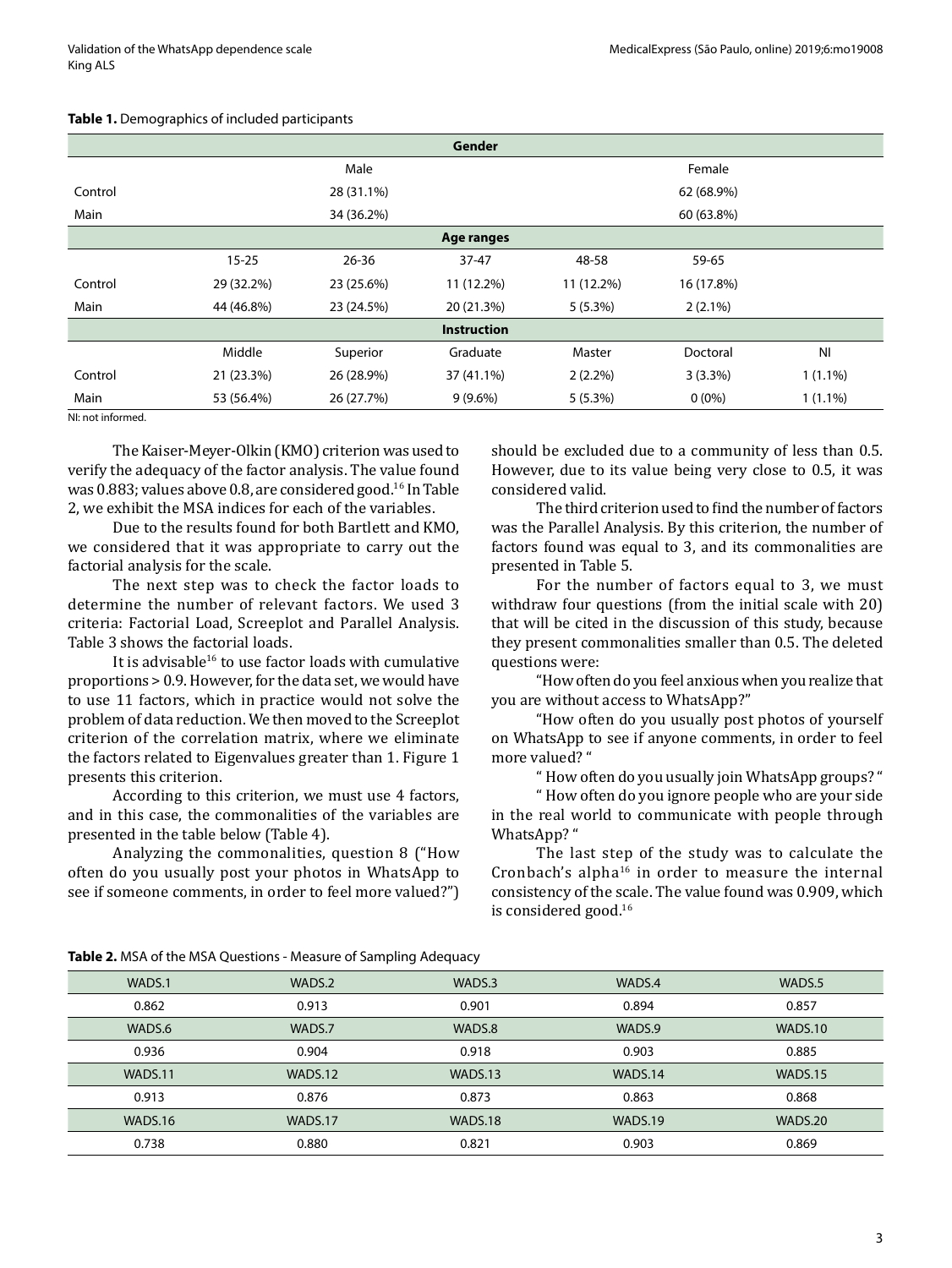**Table 1.** Demographics of included participants

| | Gender | | | | | |
|---|---|---|---|---|---|---|
| | Male | | | Female | | |
| Control | 28 (31.1%) | | | 62 (68.9%) | | |
| Main | 34 (36.2%) | | | 60 (63.8%) | | |
| | **Age ranges** | | | | | |
| | 15-25 | 26-36 | 37-47 | 48-58 | 59-65 | |
| Control | 29 (32.2%) | 23 (25.6%) | 11 (12.2%) | 11 (12.2%) | 16 (17.8%) | |
| Main | 44 (46.8%) | 23 (24.5%) | 20 (21.3%) | 5 (5.3%) | 2 (2.1%) | |
| | **Instruction** | | | | | |
| | Middle | Superior | Graduate | Master | Doctoral | NI |
| Control | 21 (23.3%) | 26 (28.9%) | 37 (41.1%) | 2 (2.2%) | 3 (3.3%) | 1 (1.1%) |
| Main | 53 (56.4%) | 26 (27.7%) | 9 (9.6%) | 5 (5.3%) | 0 (0%) | 1 (1.1%) |

NI: not informed.

The Kaiser-Meyer-Olkin (KMO) criterion was used to verify the adequacy of the factor analysis. The value found was 0.883; values above 0.8, are considered good.[16] In Table 2, we exhibit the MSA indices for each of the variables.

Due to the results found for both Bartlett and KMO, we considered that it was appropriate to carry out the factorial analysis for the scale.

The next step was to check the factor loads to determine the number of relevant factors. We used 3 criteria: Factorial Load, Screeplot and Parallel Analysis. Table 3 shows the factorial loads.

It is advisable[16] to use factor loads with cumulative proportions > 0.9. However, for the data set, we would have to use 11 factors, which in practice would not solve the problem of data reduction. We then moved to the Screeplot criterion of the correlation matrix, where we eliminate the factors related to Eigenvalues greater than 1. Figure 1 presents this criterion.

According to this criterion, we must use 4 factors, and in this case, the commonalities of the variables are presented in the table below (Table 4).

Analyzing the commonalities, question 8 ("How often do you usually post your photos in WhatsApp to see if someone comments, in order to feel more valued?") should be excluded due to a community of less than 0.5. However, due to its value being very close to 0.5, it was considered valid.

The third criterion used to find the number of factors was the Parallel Analysis. By this criterion, the number of factors found was equal to 3, and its commonalities are presented in Table 5.

For the number of factors equal to 3, we must withdraw four questions (from the initial scale with 20) that will be cited in the discussion of this study, because they present commonalities smaller than 0.5. The deleted questions were:

"How often do you feel anxious when you realize that you are without access to WhatsApp?"

"How often do you usually post photos of yourself on WhatsApp to see if anyone comments, in order to feel more valued? "

" How often do you usually join WhatsApp groups? "

" How often do you ignore people who are your side in the real world to communicate with people through WhatsApp? "

The last step of the study was to calculate the Cronbach's alpha[16] in order to measure the internal consistency of the scale. The value found was 0.909, which is considered good.[16]

**Table 2.** MSA of the MSA Questions - Measure of Sampling Adequacy

| WADS.1 | WADS.2 | WADS.3 | WADS.4 | WADS.5 |
|---|---|---|---|---|
| 0.862 | 0.913 | 0.901 | 0.894 | 0.857 |
| WADS.6 | WADS.7 | WADS.8 | WADS.9 | WADS.10 |
| 0.936 | 0.904 | 0.918 | 0.903 | 0.885 |
| WADS.11 | WADS.12 | WADS.13 | WADS.14 | WADS.15 |
| 0.913 | 0.876 | 0.873 | 0.863 | 0.868 |
| WADS.16 | WADS.17 | WADS.18 | WADS.19 | WADS.20 |
| 0.738 | 0.880 | 0.821 | 0.903 | 0.869 |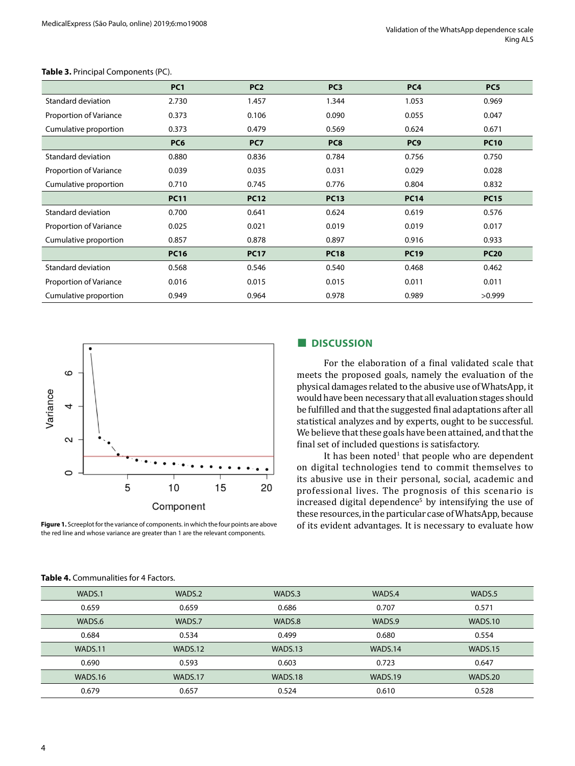**Table 3.** Principal Components (PC).

| | PC1 | PC2 | PC3 | PC4 | PC5 |
|---|---|---|---|---|---|
| Standard deviation | 2.730 | 1.457 | 1.344 | 1.053 | 0.969 |
| Proportion of Variance | 0.373 | 0.106 | 0.090 | 0.055 | 0.047 |
| Cumulative proportion | 0.373 | 0.479 | 0.569 | 0.624 | 0.671 |
| | **PC6** | **PC7** | **PC8** | **PC9** | **PC10** |
| Standard deviation | 0.880 | 0.836 | 0.784 | 0.756 | 0.750 |
| Proportion of Variance | 0.039 | 0.035 | 0.031 | 0.029 | 0.028 |
| Cumulative proportion | 0.710 | 0.745 | 0.776 | 0.804 | 0.832 |
| | **PC11** | **PC12** | **PC13** | **PC14** | **PC15** |
| Standard deviation | 0.700 | 0.641 | 0.624 | 0.619 | 0.576 |
| Proportion of Variance | 0.025 | 0.021 | 0.019 | 0.019 | 0.017 |
| Cumulative proportion | 0.857 | 0.878 | 0.897 | 0.916 | 0.933 |
| | **PC16** | **PC17** | **PC18** | **PC19** | **PC20** |
| Standard deviation | 0.568 | 0.546 | 0.540 | 0.468 | 0.462 |
| Proportion of Variance | 0.016 | 0.015 | 0.015 | 0.011 | 0.011 |
| Cumulative proportion | 0.949 | 0.964 | 0.978 | 0.989 | >0.999 |

**Figure 1.** Screeplot for the variance of components. in which the four points are above the red line and whose variance are greater than 1 are the relevant components.

## DISCUSSION

For the elaboration of a final validated scale that meets the proposed goals, namely the evaluation of the physical damages related to the abusive use of WhatsApp, it would have been necessary that all evaluation stages should be fulfilled and that the suggested final adaptations after all statistical analyzes and by experts, ought to be successful. We believe that these goals have been attained, and that the final set of included questions is satisfactory.

It has been noted[1] that people who are dependent on digital technologies tend to commit themselves to its abusive use in their personal, social, academic and professional lives. The prognosis of this scenario is increased digital dependence[5] by intensifying the use of these resources, in the particular case of WhatsApp, because of its evident advantages. It is necessary to evaluate how

**Table 4.** Communalities for 4 Factors.

| WADS.1 | WADS.2 | WADS.3 | WADS.4 | WADS.5 |
|---|---|---|---|---|
| 0.659 | 0.659 | 0.686 | 0.707 | 0.571 |
| **WADS.6** | **WADS.7** | **WADS.8** | **WADS.9** | **WADS.10** |
| 0.684 | 0.534 | 0.499 | 0.680 | 0.554 |
| **WADS.11** | **WADS.12** | **WADS.13** | **WADS.14** | **WADS.15** |
| 0.690 | 0.593 | 0.603 | 0.723 | 0.647 |
| **WADS.16** | **WADS.17** | **WADS.18** | **WADS.19** | **WADS.20** |
| 0.679 | 0.657 | 0.524 | 0.610 | 0.528 |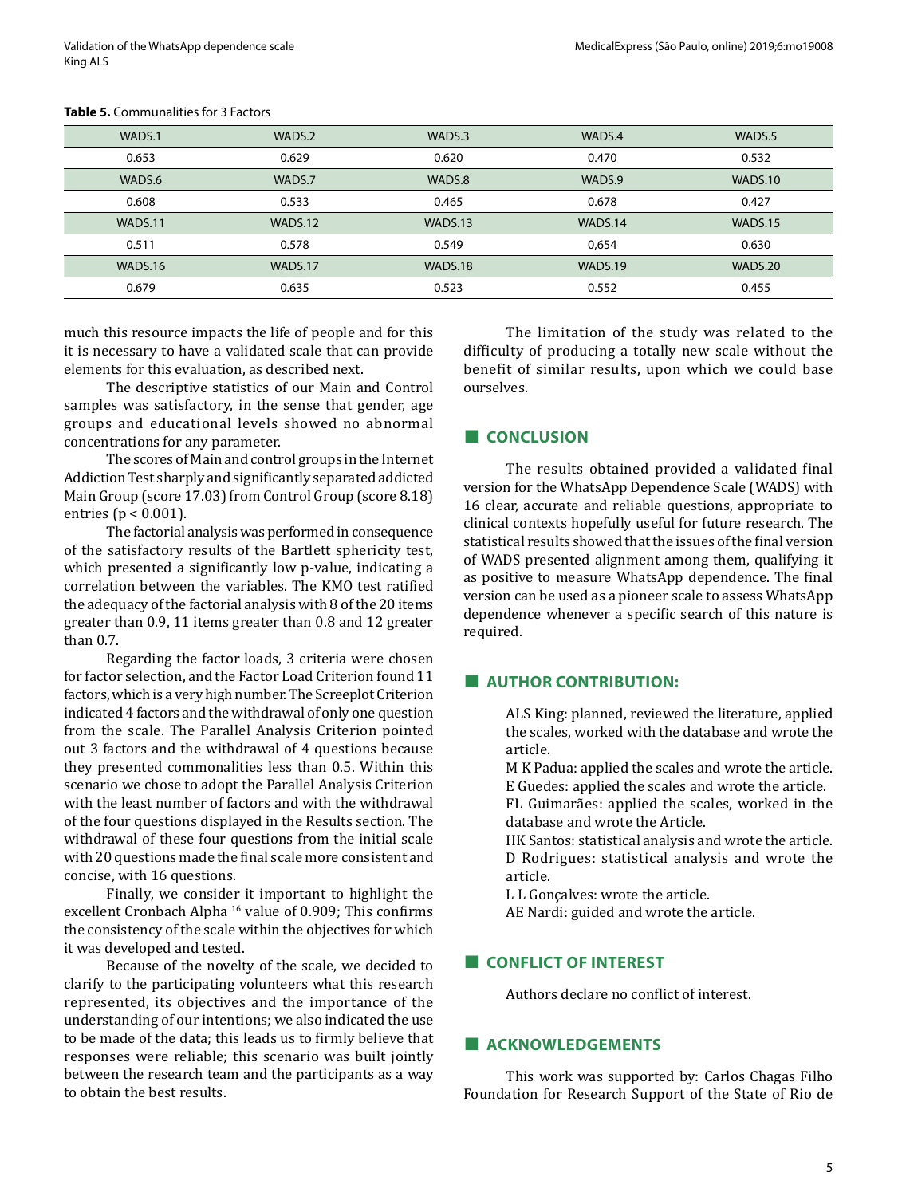**Table 5.** Communalities for 3 Factors

| WADS.1 | WADS.2 | WADS.3 | WADS.4 | WADS.5 |
|---|---|---|---|---|
| 0.653 | 0.629 | 0.620 | 0.470 | 0.532 |
| WADS.6 | WADS.7 | WADS.8 | WADS.9 | WADS.10 |
| 0.608 | 0.533 | 0.465 | 0.678 | 0.427 |
| WADS.11 | WADS.12 | WADS.13 | WADS.14 | WADS.15 |
| 0.511 | 0.578 | 0.549 | 0,654 | 0.630 |
| WADS.16 | WADS.17 | WADS.18 | WADS.19 | WADS.20 |
| 0.679 | 0.635 | 0.523 | 0.552 | 0.455 |

much this resource impacts the life of people and for this it is necessary to have a validated scale that can provide elements for this evaluation, as described next.

The descriptive statistics of our Main and Control samples was satisfactory, in the sense that gender, age groups and educational levels showed no abnormal concentrations for any parameter.

The scores of Main and control groups in the Internet Addiction Test sharply and significantly separated addicted Main Group (score 17.03) from Control Group (score 8.18) entries ($p < 0.001$).

The factorial analysis was performed in consequence of the satisfactory results of the Bartlett sphericity test, which presented a significantly low p-value, indicating a correlation between the variables. The KMO test ratified the adequacy of the factorial analysis with 8 of the 20 items greater than 0.9, 11 items greater than 0.8 and 12 greater than 0.7.

Regarding the factor loads, 3 criteria were chosen for factor selection, and the Factor Load Criterion found 11 factors, which is a very high number. The Screeplot Criterion indicated 4 factors and the withdrawal of only one question from the scale. The Parallel Analysis Criterion pointed out 3 factors and the withdrawal of 4 questions because they presented commonalities less than 0.5. Within this scenario we chose to adopt the Parallel Analysis Criterion with the least number of factors and with the withdrawal of the four questions displayed in the Results section. The withdrawal of these four questions from the initial scale with 20 questions made the final scale more consistent and concise, with 16 questions.

Finally, we consider it important to highlight the excellent Cronbach Alpha [16] value of 0.909; This confirms the consistency of the scale within the objectives for which it was developed and tested.

Because of the novelty of the scale, we decided to clarify to the participating volunteers what this research represented, its objectives and the importance of the understanding of our intentions; we also indicated the use to be made of the data; this leads us to firmly believe that responses were reliable; this scenario was built jointly between the research team and the participants as a way to obtain the best results.

The limitation of the study was related to the difficulty of producing a totally new scale without the benefit of similar results, upon which we could base ourselves.

## CONCLUSION

The results obtained provided a validated final version for the WhatsApp Dependence Scale (WADS) with 16 clear, accurate and reliable questions, appropriate to clinical contexts hopefully useful for future research. The statistical results showed that the issues of the final version of WADS presented alignment among them, qualifying it as positive to measure WhatsApp dependence. The final version can be used as a pioneer scale to assess WhatsApp dependence whenever a specific search of this nature is required.

## AUTHOR CONTRIBUTION:

ALS King: planned, reviewed the literature, applied the scales, worked with the database and wrote the article.
M K Padua: applied the scales and wrote the article.
E Guedes: applied the scales and wrote the article.
FL Guimarães: applied the scales, worked in the database and wrote the Article.
HK Santos: statistical analysis and wrote the article.
D Rodrigues: statistical analysis and wrote the article.
L L Gonçalves: wrote the article.
AE Nardi: guided and wrote the article.

## CONFLICT OF INTEREST

Authors declare no conflict of interest.

## ACKNOWLEDGEMENTS

This work was supported by: Carlos Chagas Filho Foundation for Research Support of the State of Rio de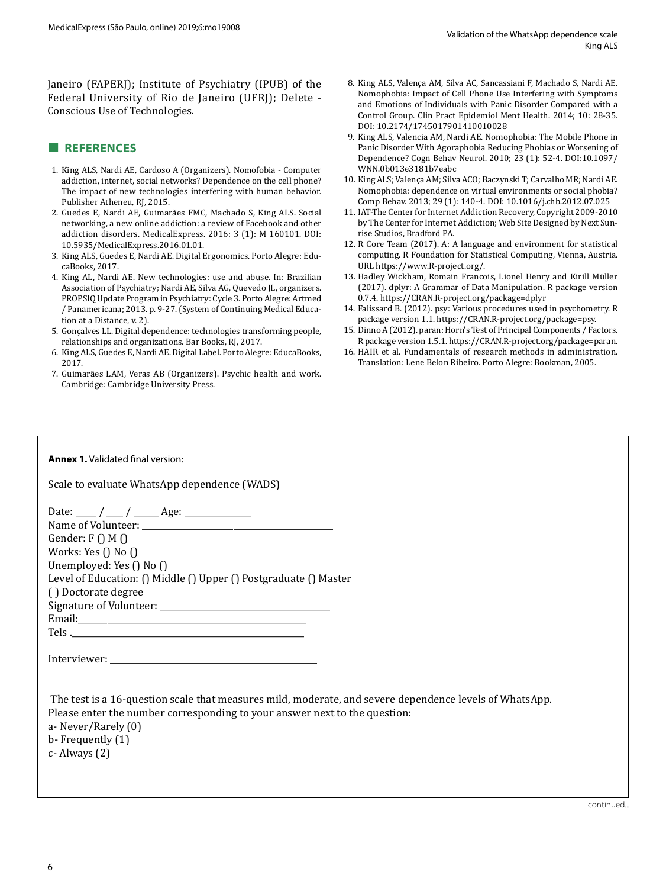Janeiro (FAPERJ); Institute of Psychiatry (IPUB) of the Federal University of Rio de Janeiro (UFRJ); Delete - Conscious Use of Technologies.

## REFERENCES

1. King ALS, Nardi AE, Cardoso A (Organizers). Nomofobia - Computer addiction, internet, social networks? Dependence on the cell phone? The impact of new technologies interfering with human behavior. Publisher Atheneu, RJ, 2015.
2. Guedes E, Nardi AE, Guimarães FMC, Machado S, King ALS. Social networking, a new online addiction: a review of Facebook and other addiction disorders. MedicalExpress. 2016: 3 (1): M 160101. DOI: 10.5935/MedicalExpress.2016.01.01.
3. King ALS, Guedes E, Nardi AE. Digital Ergonomics. Porto Alegre: EducaBooks, 2017.
4. King AL, Nardi AE. New technologies: use and abuse. In: Brazilian Association of Psychiatry; Nardi AE, Silva AG, Quevedo JL, organizers. PROPSIQ Update Program in Psychiatry: Cycle 3. Porto Alegre: Artmed / Panamericana; 2013. p. 9-27. (System of Continuing Medical Education at a Distance, v. 2).
5. Gonçalves LL. Digital dependence: technologies transforming people, relationships and organizations. Bar Books, RJ, 2017.
6. King ALS, Guedes E, Nardi AE. Digital Label. Porto Alegre: EducaBooks, 2017.
7. Guimarães LAM, Veras AB (Organizers). Psychic health and work. Cambridge: Cambridge University Press.
8. King ALS, Valença AM, Silva AC, Sancassiani F, Machado S, Nardi AE. Nomophobia: Impact of Cell Phone Use Interfering with Symptoms and Emotions of Individuals with Panic Disorder Compared with a Control Group. Clin Pract Epidemiol Ment Health. 2014; 10: 28-35. DOI: 10.2174/1745017901410010028
9. King ALS, Valencia AM, Nardi AE. Nomophobia: The Mobile Phone in Panic Disorder With Agoraphobia Reducing Phobias or Worsening of Dependence? Cogn Behav Neurol. 2010; 23 (1): 52-4. DOI:10.1097/WNN.0b013e3181b7eabc
10. King ALS; Valença AM; Silva ACO; Baczynski T; Carvalho MR; Nardi AE. Nomophobia: dependence on virtual environments or social phobia? Comp Behav. 2013; 29 (1): 140-4. DOI: 10.1016/j.chb.2012.07.025
11. IAT-The Center for Internet Addiction Recovery, Copyright 2009-2010 by The Center for Internet Addiction; Web Site Designed by Next Sunrise Studios, Bradford PA.
12. R Core Team (2017). A: A language and environment for statistical computing. R Foundation for Statistical Computing, Vienna, Austria. URL https://www.R-project.org/.
13. Hadley Wickham, Romain Francois, Lionel Henry and Kirill Müller (2017). dplyr: A Grammar of Data Manipulation. R package version 0.7.4. https://CRAN.R-project.org/package=dplyr
14. Falissard B. (2012). psy: Various procedures used in psychometry. R package version 1.1. https://CRAN.R-project.org/package=psy.
15. Dinno A (2012). paran: Horn's Test of Principal Components / Factors. R package version 1.5.1. https://CRAN.R-project.org/package=paran.
16. HAIR et al. Fundamentals of research methods in administration. Translation: Lene Belon Ribeiro. Porto Alegre: Bookman, 2005.

**Annex 1.** Validated final version:

Scale to evaluate WhatsApp dependence (WADS)

Date: ____ / ___ / _____ Age: ____________
Name of Volunteer: ______________________________________
Gender: F () M ()
Works: Yes () No ()
Unemployed: Yes () No ()
Level of Education: () Middle () Upper () Postgraduate () Master
( ) Doctorate degree
Signature of Volunteer: ______________________________
Email:__________________________________________
Tels .__________________________________________

Interviewer: ______________________________________

The test is a 16-question scale that measures mild, moderate, and severe dependence levels of WhatsApp.
Please enter the number corresponding to your answer next to the question:
a- Never/Rarely (0)
b- Frequently (1)
c- Always (2)

continued...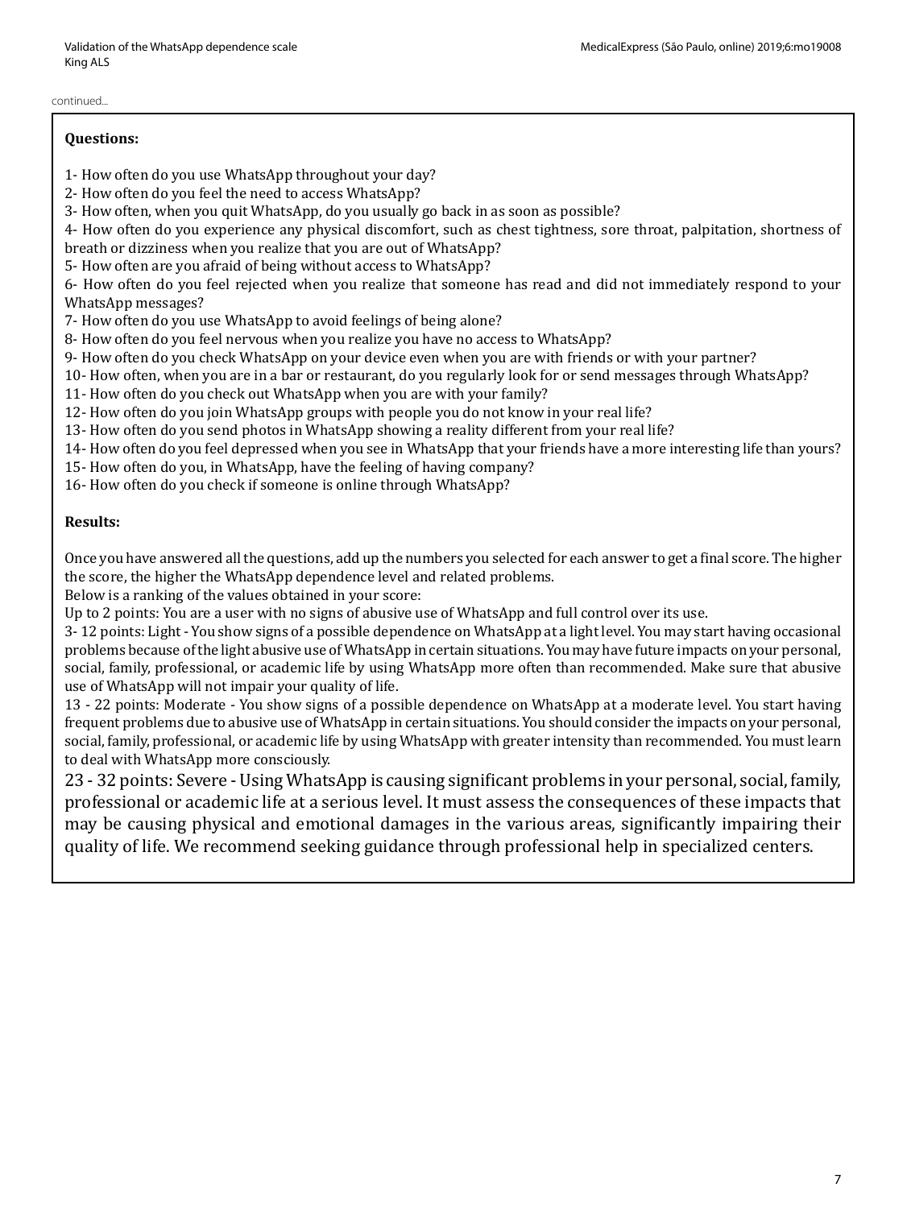continued...

**Questions:**

1- How often do you use WhatsApp throughout your day?
2- How often do you feel the need to access WhatsApp?
3- How often, when you quit WhatsApp, do you usually go back in as soon as possible?
4- How often do you experience any physical discomfort, such as chest tightness, sore throat, palpitation, shortness of breath or dizziness when you realize that you are out of WhatsApp?
5- How often are you afraid of being without access to WhatsApp?
6- How often do you feel rejected when you realize that someone has read and did not immediately respond to your WhatsApp messages?
7- How often do you use WhatsApp to avoid feelings of being alone?
8- How often do you feel nervous when you realize you have no access to WhatsApp?
9- How often do you check WhatsApp on your device even when you are with friends or with your partner?
10- How often, when you are in a bar or restaurant, do you regularly look for or send messages through WhatsApp?
11- How often do you check out WhatsApp when you are with your family?
12- How often do you join WhatsApp groups with people you do not know in your real life?
13- How often do you send photos in WhatsApp showing a reality different from your real life?
14- How often do you feel depressed when you see in WhatsApp that your friends have a more interesting life than yours?
15- How often do you, in WhatsApp, have the feeling of having company?
16- How often do you check if someone is online through WhatsApp?

**Results:**

Once you have answered all the questions, add up the numbers you selected for each answer to get a final score. The higher the score, the higher the WhatsApp dependence level and related problems.
Below is a ranking of the values obtained in your score:
Up to 2 points: You are a user with no signs of abusive use of WhatsApp and full control over its use.
3- 12 points: Light - You show signs of a possible dependence on WhatsApp at a light level. You may start having occasional problems because of the light abusive use of WhatsApp in certain situations. You may have future impacts on your personal, social, family, professional, or academic life by using WhatsApp more often than recommended. Make sure that abusive use of WhatsApp will not impair your quality of life.
13 - 22 points: Moderate - You show signs of a possible dependence on WhatsApp at a moderate level. You start having frequent problems due to abusive use of WhatsApp in certain situations. You should consider the impacts on your personal, social, family, professional, or academic life by using WhatsApp with greater intensity than recommended. You must learn to deal with WhatsApp more consciously.
23 - 32 points: Severe - Using WhatsApp is causing significant problems in your personal, social, family, professional or academic life at a serious level. It must assess the consequences of these impacts that may be causing physical and emotional damages in the various areas, significantly impairing their quality of life. We recommend seeking guidance through professional help in specialized centers.